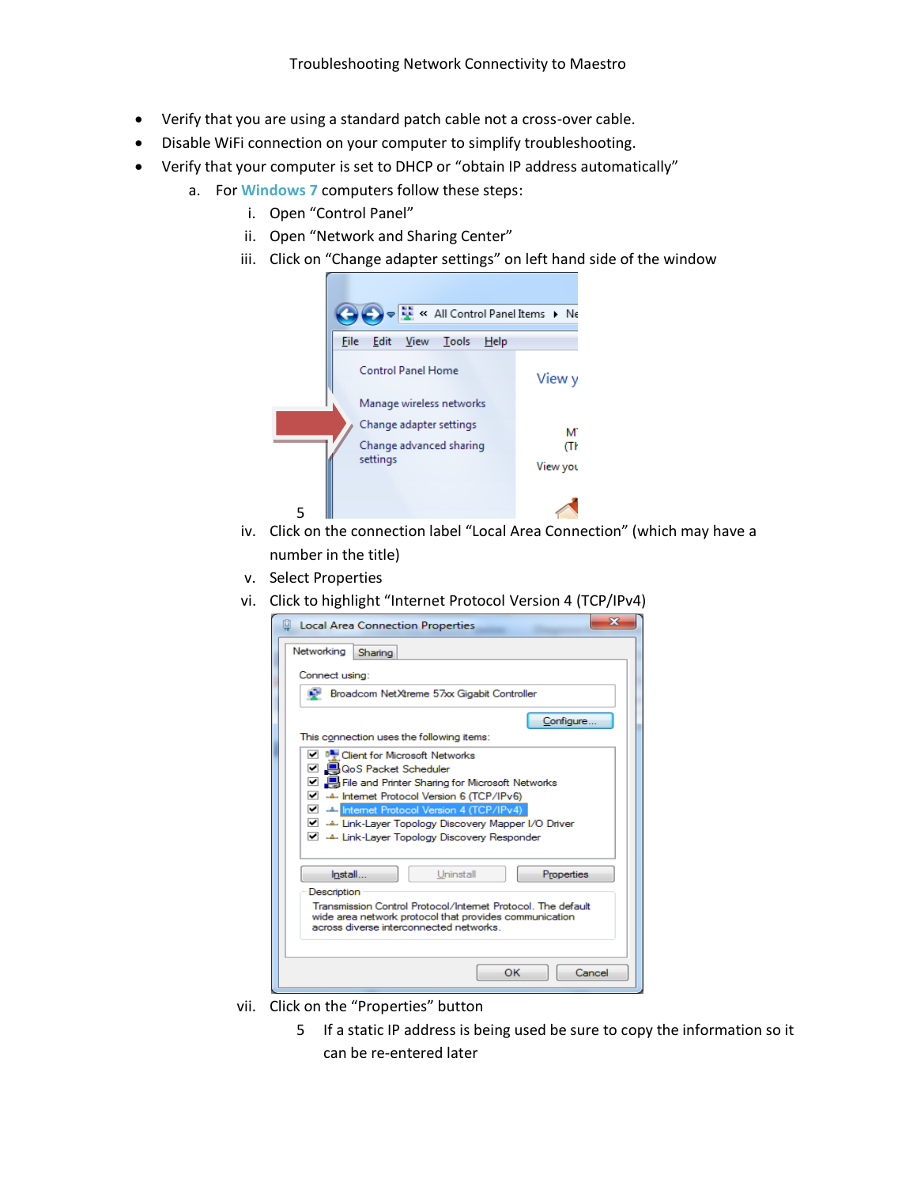Troubleshooting Network Connectivity to Maestro

- Verify that you are using a standard patch cable not a cross-over cable.
- Disable WiFi connection on your computer to simplify troubleshooting.
- Verify that your computer is set to DHCP or "obtain IP address automatically"
  a. For **Windows 7** computers follow these steps:
     i. Open "Control Panel"
     ii. Open "Network and Sharing Center"
     iii. Click on "Change adapter settings" on left hand side of the window
     iv. Click on the connection label "Local Area Connection" (which may have a number in the title)
     v. Select Properties
     vi. Click to highlight "Internet Protocol Version 4 (TCP/IPv4)
     vii. Click on the "Properties" button
        - If a static IP address is being used be sure to copy the information so it can be re-entered later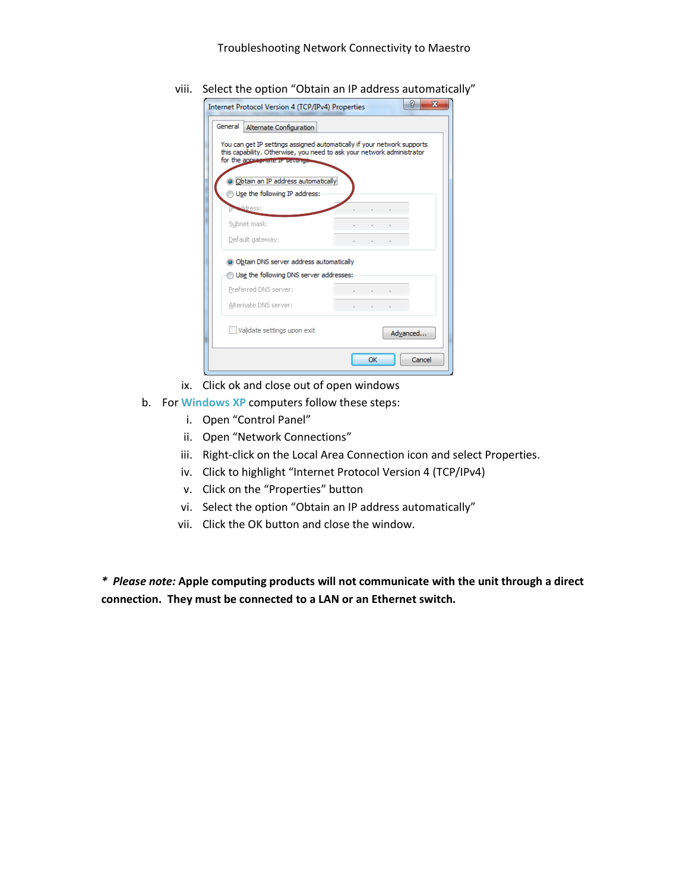viii. Select the option "Obtain an IP address automatically"

ix. Click ok and close out of open windows

b. For **Windows XP** computers follow these steps:

   i. Open "Control Panel"
   ii. Open "Network Connections"
   iii. Right-click on the Local Area Connection icon and select Properties.
   iv. Click to highlight "Internet Protocol Version 4 (TCP/IPv4)
   v. Click on the "Properties" button
   vi. Select the option "Obtain an IP address automatically"
   vii. Click the OK button and close the window.

*** *Please note:* Apple computing products will not communicate with the unit through a direct connection. They must be connected to a LAN or an Ethernet switch.**